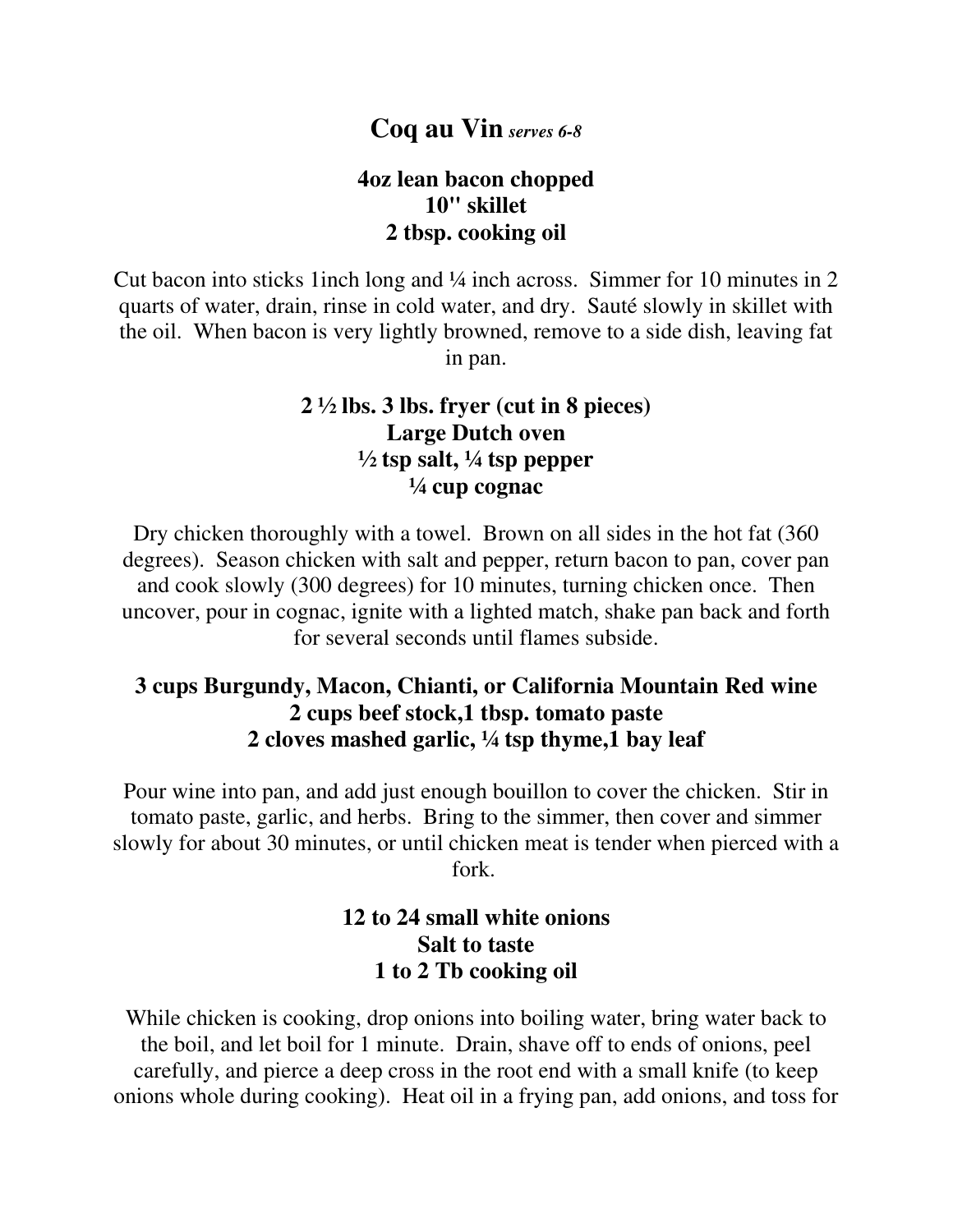# Coq au Vin *serves 6-8*

**4oz lean bacon chopped**
**10" skillet**
**2 tbsp. cooking oil**

Cut bacon into sticks 1inch long and ¼ inch across. Simmer for 10 minutes in 2 quarts of water, drain, rinse in cold water, and dry. Sauté slowly in skillet with the oil. When bacon is very lightly browned, remove to a side dish, leaving fat in pan.

**2 ½ lbs. 3 lbs. fryer (cut in 8 pieces)**
**Large Dutch oven**
**½ tsp salt, ¼ tsp pepper**
**¼ cup cognac**

Dry chicken thoroughly with a towel. Brown on all sides in the hot fat (360 degrees). Season chicken with salt and pepper, return bacon to pan, cover pan and cook slowly (300 degrees) for 10 minutes, turning chicken once. Then uncover, pour in cognac, ignite with a lighted match, shake pan back and forth for several seconds until flames subside.

**3 cups Burgundy, Macon, Chianti, or California Mountain Red wine**
**2 cups beef stock,1 tbsp. tomato paste**
**2 cloves mashed garlic, ¼ tsp thyme,1 bay leaf**

Pour wine into pan, and add just enough bouillon to cover the chicken. Stir in tomato paste, garlic, and herbs. Bring to the simmer, then cover and simmer slowly for about 30 minutes, or until chicken meat is tender when pierced with a fork.

**12 to 24 small white onions**
**Salt to taste**
**1 to 2 Tb cooking oil**

While chicken is cooking, drop onions into boiling water, bring water back to the boil, and let boil for 1 minute. Drain, shave off to ends of onions, peel carefully, and pierce a deep cross in the root end with a small knife (to keep onions whole during cooking). Heat oil in a frying pan, add onions, and toss for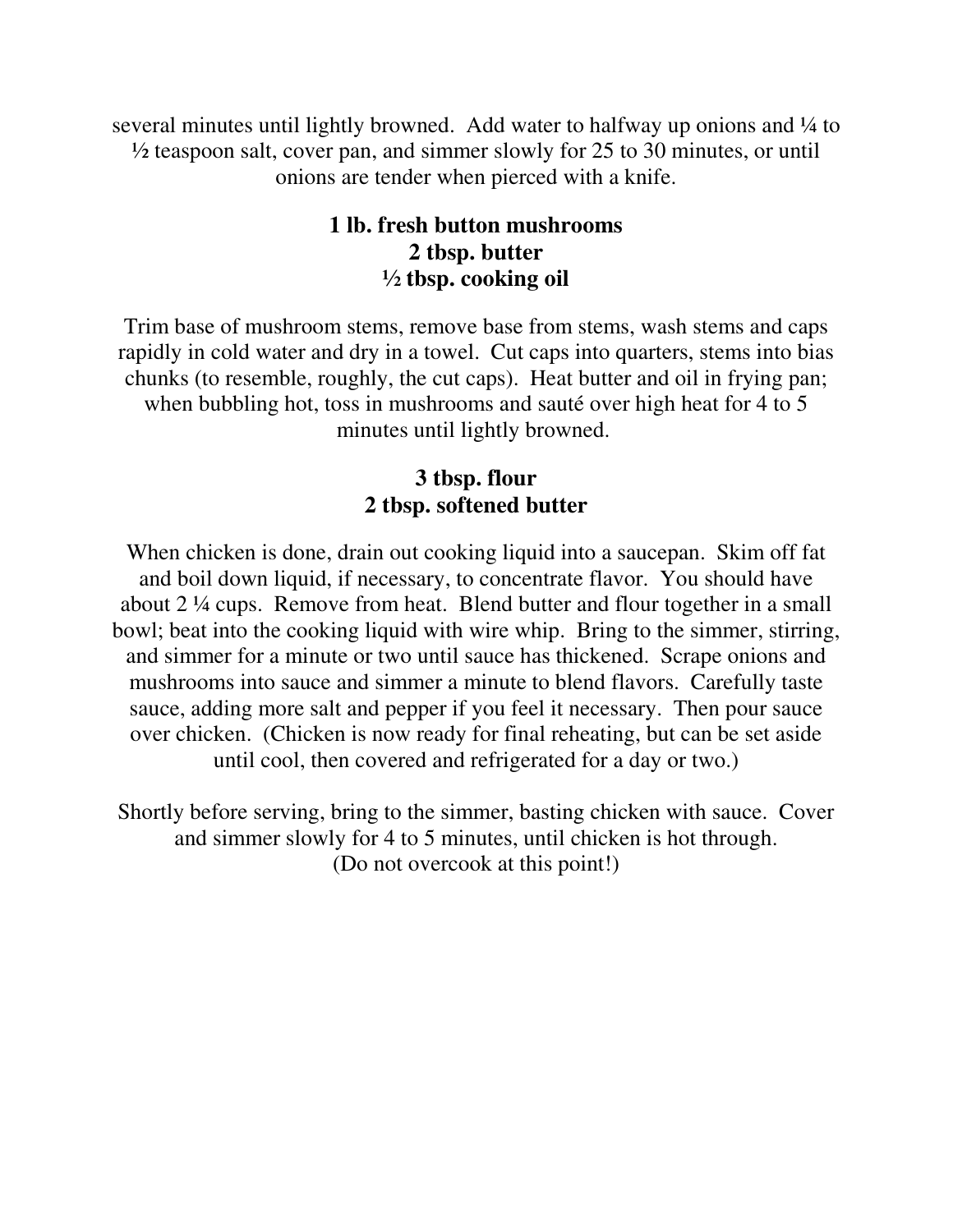several minutes until lightly browned. Add water to halfway up onions and ¼ to ½ teaspoon salt, cover pan, and simmer slowly for 25 to 30 minutes, or until onions are tender when pierced with a knife.

**1 lb. fresh button mushrooms**
**2 tbsp. butter**
**½ tbsp. cooking oil**

Trim base of mushroom stems, remove base from stems, wash stems and caps rapidly in cold water and dry in a towel. Cut caps into quarters, stems into bias chunks (to resemble, roughly, the cut caps). Heat butter and oil in frying pan; when bubbling hot, toss in mushrooms and sauté over high heat for 4 to 5 minutes until lightly browned.

**3 tbsp. flour**
**2 tbsp. softened butter**

When chicken is done, drain out cooking liquid into a saucepan. Skim off fat and boil down liquid, if necessary, to concentrate flavor. You should have about 2 ¼ cups. Remove from heat. Blend butter and flour together in a small bowl; beat into the cooking liquid with wire whip. Bring to the simmer, stirring, and simmer for a minute or two until sauce has thickened. Scrape onions and mushrooms into sauce and simmer a minute to blend flavors. Carefully taste sauce, adding more salt and pepper if you feel it necessary. Then pour sauce over chicken. (Chicken is now ready for final reheating, but can be set aside until cool, then covered and refrigerated for a day or two.)

Shortly before serving, bring to the simmer, basting chicken with sauce. Cover and simmer slowly for 4 to 5 minutes, until chicken is hot through. (Do not overcook at this point!)